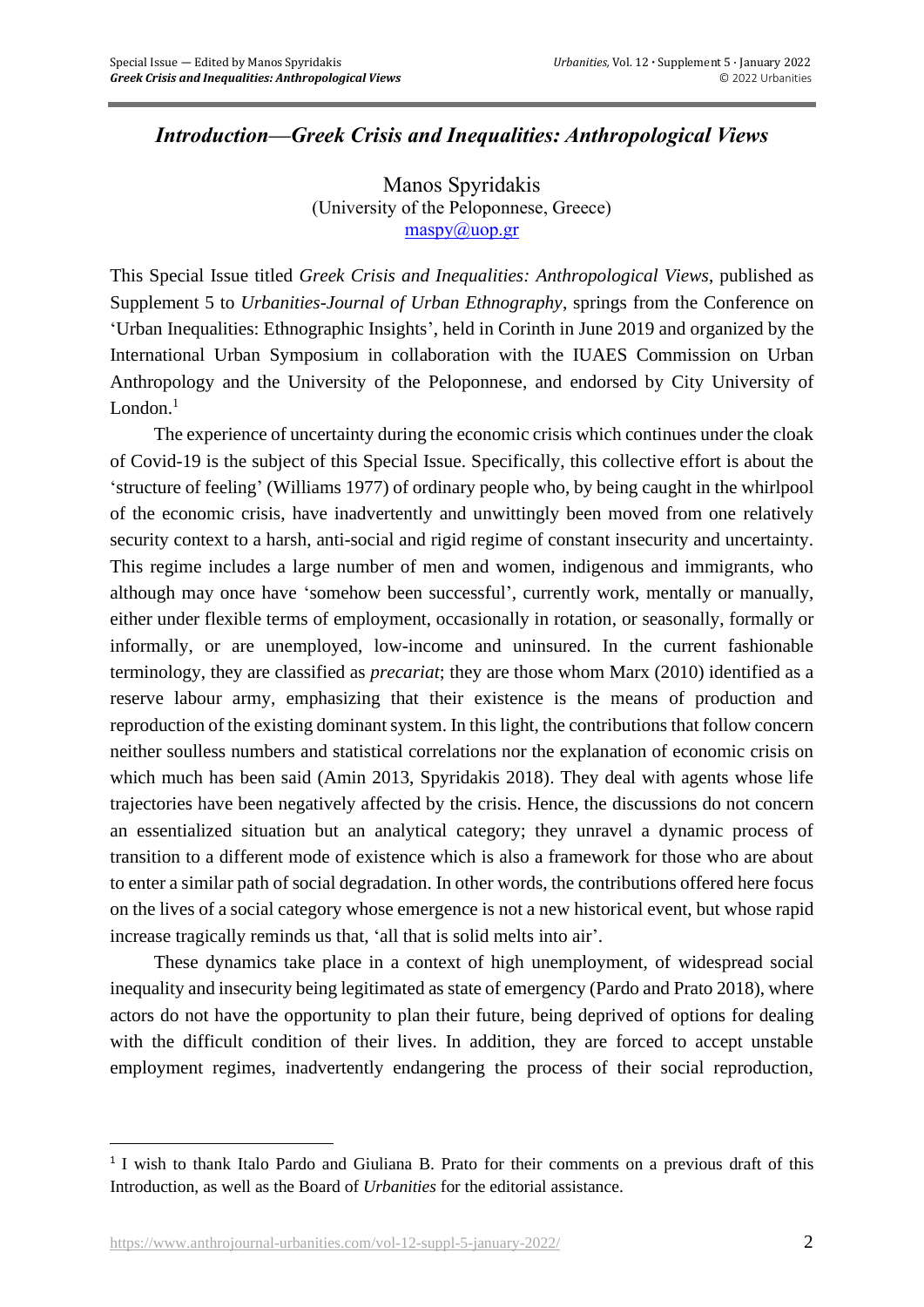# *Introduction—Greek Crisis and Inequalities: Anthropological Views*

Manos Spyridakis
(University of the Peloponnese, Greece)
maspy@uop.gr

This Special Issue titled *Greek Crisis and Inequalities: Anthropological Views*, published as Supplement 5 to *Urbanities-Journal of Urban Ethnography*, springs from the Conference on 'Urban Inequalities: Ethnographic Insights', held in Corinth in June 2019 and organized by the International Urban Symposium in collaboration with the IUAES Commission on Urban Anthropology and the University of the Peloponnese, and endorsed by City University of London.[1]

The experience of uncertainty during the economic crisis which continues under the cloak of Covid-19 is the subject of this Special Issue. Specifically, this collective effort is about the 'structure of feeling' (Williams 1977) of ordinary people who, by being caught in the whirlpool of the economic crisis, have inadvertently and unwittingly been moved from one relatively security context to a harsh, anti-social and rigid regime of constant insecurity and uncertainty. This regime includes a large number of men and women, indigenous and immigrants, who although may once have 'somehow been successful', currently work, mentally or manually, either under flexible terms of employment, occasionally in rotation, or seasonally, formally or informally, or are unemployed, low-income and uninsured. In the current fashionable terminology, they are classified as *precariat*; they are those whom Marx (2010) identified as a reserve labour army, emphasizing that their existence is the means of production and reproduction of the existing dominant system. In this light, the contributions that follow concern neither soulless numbers and statistical correlations nor the explanation of economic crisis on which much has been said (Amin 2013, Spyridakis 2018). They deal with agents whose life trajectories have been negatively affected by the crisis. Hence, the discussions do not concern an essentialized situation but an analytical category; they unravel a dynamic process of transition to a different mode of existence which is also a framework for those who are about to enter a similar path of social degradation. In other words, the contributions offered here focus on the lives of a social category whose emergence is not a new historical event, but whose rapid increase tragically reminds us that, 'all that is solid melts into air'.

These dynamics take place in a context of high unemployment, of widespread social inequality and insecurity being legitimated as state of emergency (Pardo and Prato 2018), where actors do not have the opportunity to plan their future, being deprived of options for dealing with the difficult condition of their lives. In addition, they are forced to accept unstable employment regimes, inadvertently endangering the process of their social reproduction,

[1] I wish to thank Italo Pardo and Giuliana B. Prato for their comments on a previous draft of this Introduction, as well as the Board of *Urbanities* for the editorial assistance.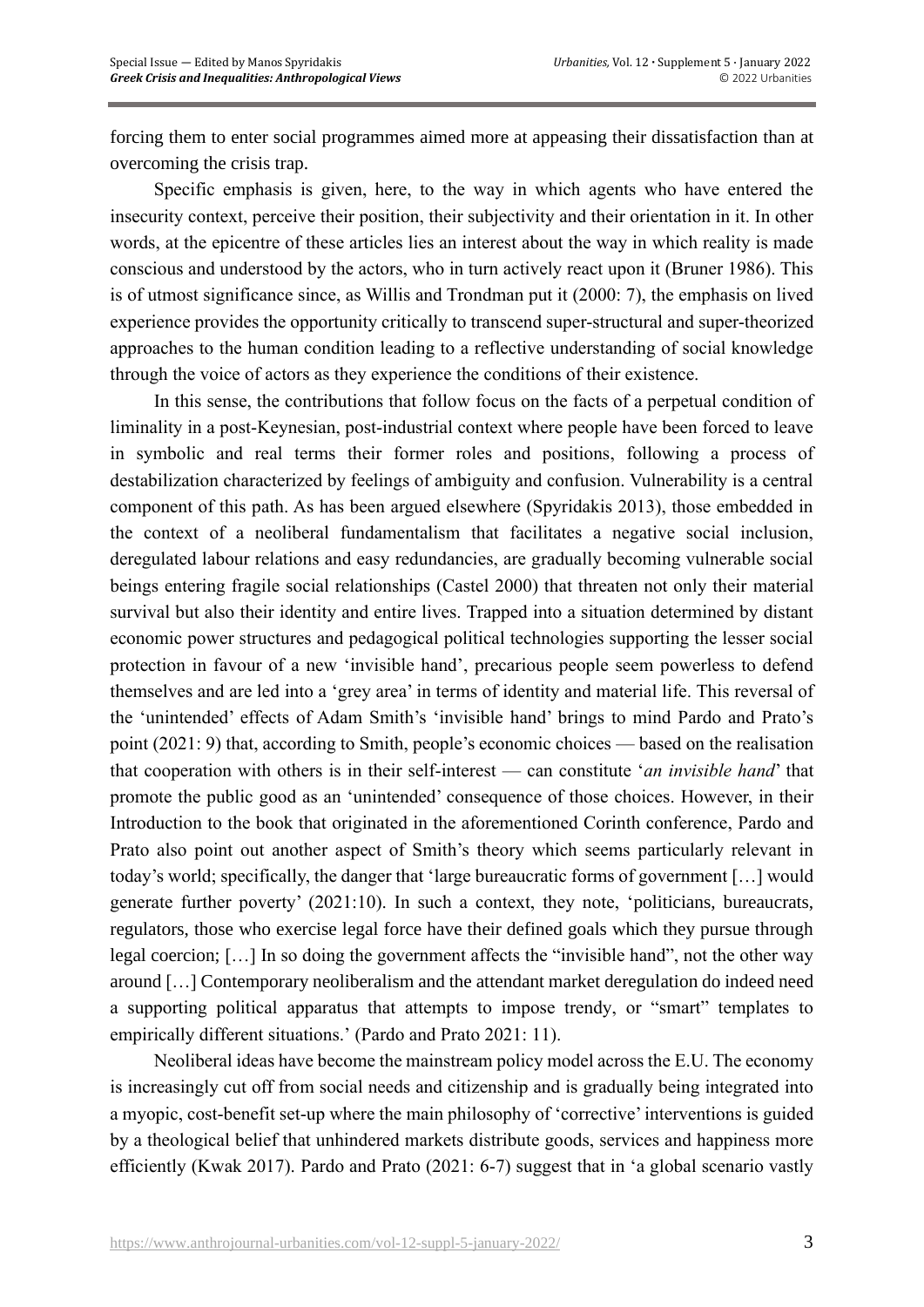forcing them to enter social programmes aimed more at appeasing their dissatisfaction than at overcoming the crisis trap.

Specific emphasis is given, here, to the way in which agents who have entered the insecurity context, perceive their position, their subjectivity and their orientation in it. In other words, at the epicentre of these articles lies an interest about the way in which reality is made conscious and understood by the actors, who in turn actively react upon it (Bruner 1986). This is of utmost significance since, as Willis and Trondman put it (2000: 7), the emphasis on lived experience provides the opportunity critically to transcend super-structural and super-theorized approaches to the human condition leading to a reflective understanding of social knowledge through the voice of actors as they experience the conditions of their existence.

In this sense, the contributions that follow focus on the facts of a perpetual condition of liminality in a post-Keynesian, post-industrial context where people have been forced to leave in symbolic and real terms their former roles and positions, following a process of destabilization characterized by feelings of ambiguity and confusion. Vulnerability is a central component of this path. As has been argued elsewhere (Spyridakis 2013), those embedded in the context of a neoliberal fundamentalism that facilitates a negative social inclusion, deregulated labour relations and easy redundancies, are gradually becoming vulnerable social beings entering fragile social relationships (Castel 2000) that threaten not only their material survival but also their identity and entire lives. Trapped into a situation determined by distant economic power structures and pedagogical political technologies supporting the lesser social protection in favour of a new 'invisible hand', precarious people seem powerless to defend themselves and are led into a 'grey area' in terms of identity and material life. This reversal of the 'unintended' effects of Adam Smith's 'invisible hand' brings to mind Pardo and Prato's point (2021: 9) that, according to Smith, people's economic choices — based on the realisation that cooperation with others is in their self-interest — can constitute '*an invisible hand*' that promote the public good as an 'unintended' consequence of those choices. However, in their Introduction to the book that originated in the aforementioned Corinth conference, Pardo and Prato also point out another aspect of Smith's theory which seems particularly relevant in today's world; specifically, the danger that 'large bureaucratic forms of government […] would generate further poverty' (2021:10). In such a context, they note, 'politicians, bureaucrats, regulators, those who exercise legal force have their defined goals which they pursue through legal coercion; […] In so doing the government affects the "invisible hand", not the other way around […] Contemporary neoliberalism and the attendant market deregulation do indeed need a supporting political apparatus that attempts to impose trendy, or "smart" templates to empirically different situations.' (Pardo and Prato 2021: 11).

Neoliberal ideas have become the mainstream policy model across the E.U. The economy is increasingly cut off from social needs and citizenship and is gradually being integrated into a myopic, cost-benefit set-up where the main philosophy of 'corrective' interventions is guided by a theological belief that unhindered markets distribute goods, services and happiness more efficiently (Kwak 2017). Pardo and Prato (2021: 6-7) suggest that in 'a global scenario vastly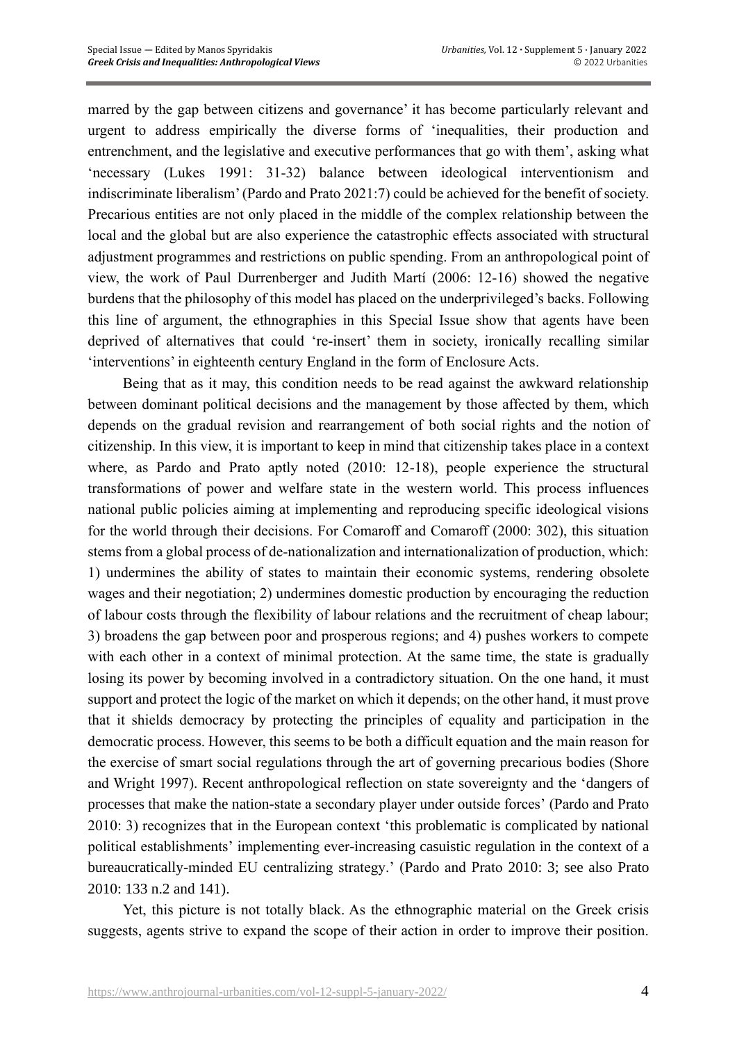marred by the gap between citizens and governance' it has become particularly relevant and urgent to address empirically the diverse forms of 'inequalities, their production and entrenchment, and the legislative and executive performances that go with them', asking what 'necessary (Lukes 1991: 31-32) balance between ideological interventionism and indiscriminate liberalism' (Pardo and Prato 2021:7) could be achieved for the benefit of society. Precarious entities are not only placed in the middle of the complex relationship between the local and the global but are also experience the catastrophic effects associated with structural adjustment programmes and restrictions on public spending. From an anthropological point of view, the work of Paul Durrenberger and Judith Martí (2006: 12-16) showed the negative burdens that the philosophy of this model has placed on the underprivileged's backs. Following this line of argument, the ethnographies in this Special Issue show that agents have been deprived of alternatives that could 're-insert' them in society, ironically recalling similar 'interventions' in eighteenth century England in the form of Enclosure Acts.

Being that as it may, this condition needs to be read against the awkward relationship between dominant political decisions and the management by those affected by them, which depends on the gradual revision and rearrangement of both social rights and the notion of citizenship. In this view, it is important to keep in mind that citizenship takes place in a context where, as Pardo and Prato aptly noted (2010: 12-18), people experience the structural transformations of power and welfare state in the western world. This process influences national public policies aiming at implementing and reproducing specific ideological visions for the world through their decisions. For Comaroff and Comaroff (2000: 302), this situation stems from a global process of de-nationalization and internationalization of production, which: 1) undermines the ability of states to maintain their economic systems, rendering obsolete wages and their negotiation; 2) undermines domestic production by encouraging the reduction of labour costs through the flexibility of labour relations and the recruitment of cheap labour; 3) broadens the gap between poor and prosperous regions; and 4) pushes workers to compete with each other in a context of minimal protection. At the same time, the state is gradually losing its power by becoming involved in a contradictory situation. On the one hand, it must support and protect the logic of the market on which it depends; on the other hand, it must prove that it shields democracy by protecting the principles of equality and participation in the democratic process. However, this seems to be both a difficult equation and the main reason for the exercise of smart social regulations through the art of governing precarious bodies (Shore and Wright 1997). Recent anthropological reflection on state sovereignty and the 'dangers of processes that make the nation-state a secondary player under outside forces' (Pardo and Prato 2010: 3) recognizes that in the European context 'this problematic is complicated by national political establishments' implementing ever-increasing casuistic regulation in the context of a bureaucratically-minded EU centralizing strategy.' (Pardo and Prato 2010: 3; see also Prato 2010: 133 n.2 and 141).

Yet, this picture is not totally black. As the ethnographic material on the Greek crisis suggests, agents strive to expand the scope of their action in order to improve their position.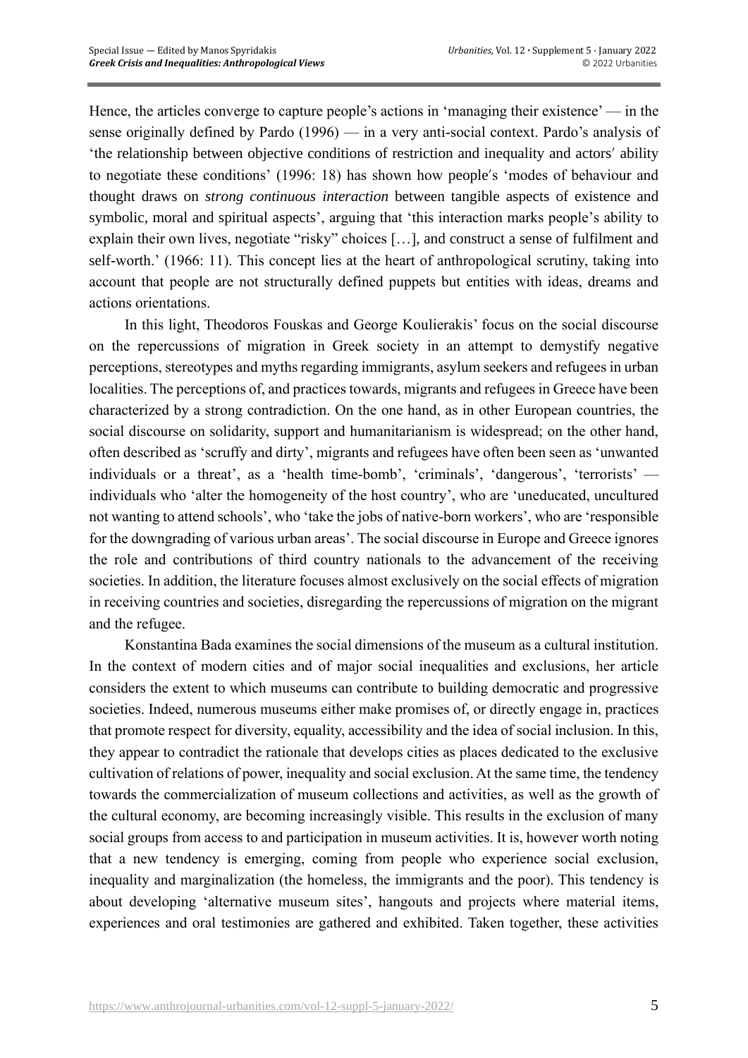Hence, the articles converge to capture people's actions in 'managing their existence' — in the sense originally defined by Pardo (1996) — in a very anti-social context. Pardo's analysis of 'the relationship between objective conditions of restriction and inequality and actors′ ability to negotiate these conditions' (1996: 18) has shown how people′s 'modes of behaviour and thought draws on *strong continuous interaction* between tangible aspects of existence and symbolic, moral and spiritual aspects', arguing that 'this interaction marks people's ability to explain their own lives, negotiate "risky" choices […], and construct a sense of fulfilment and self-worth.' (1966: 11). This concept lies at the heart of anthropological scrutiny, taking into account that people are not structurally defined puppets but entities with ideas, dreams and actions orientations.

In this light, Theodoros Fouskas and George Koulierakis' focus on the social discourse on the repercussions of migration in Greek society in an attempt to demystify negative perceptions, stereotypes and myths regarding immigrants, asylum seekers and refugees in urban localities. The perceptions of, and practices towards, migrants and refugees in Greece have been characterized by a strong contradiction. On the one hand, as in other European countries, the social discourse on solidarity, support and humanitarianism is widespread; on the other hand, often described as 'scruffy and dirty', migrants and refugees have often been seen as 'unwanted individuals or a threat', as a 'health time-bomb', 'criminals', 'dangerous', 'terrorists' — individuals who 'alter the homogeneity of the host country', who are 'uneducated, uncultured not wanting to attend schools', who 'take the jobs of native-born workers', who are 'responsible for the downgrading of various urban areas'. The social discourse in Europe and Greece ignores the role and contributions of third country nationals to the advancement of the receiving societies. In addition, the literature focuses almost exclusively on the social effects of migration in receiving countries and societies, disregarding the repercussions of migration on the migrant and the refugee.

Konstantina Bada examines the social dimensions of the museum as a cultural institution. In the context of modern cities and of major social inequalities and exclusions, her article considers the extent to which museums can contribute to building democratic and progressive societies. Indeed, numerous museums either make promises of, or directly engage in, practices that promote respect for diversity, equality, accessibility and the idea of social inclusion. In this, they appear to contradict the rationale that develops cities as places dedicated to the exclusive cultivation of relations of power, inequality and social exclusion. At the same time, the tendency towards the commercialization of museum collections and activities, as well as the growth of the cultural economy, are becoming increasingly visible. This results in the exclusion of many social groups from access to and participation in museum activities. It is, however worth noting that a new tendency is emerging, coming from people who experience social exclusion, inequality and marginalization (the homeless, the immigrants and the poor). This tendency is about developing 'alternative museum sites', hangouts and projects where material items, experiences and oral testimonies are gathered and exhibited. Taken together, these activities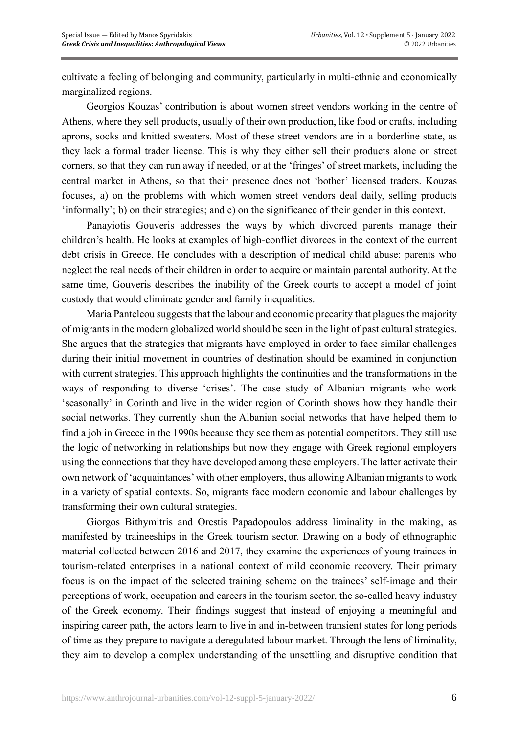cultivate a feeling of belonging and community, particularly in multi-ethnic and economically marginalized regions.

Georgios Kouzas' contribution is about women street vendors working in the centre of Athens, where they sell products, usually of their own production, like food or crafts, including aprons, socks and knitted sweaters. Most of these street vendors are in a borderline state, as they lack a formal trader license. This is why they either sell their products alone on street corners, so that they can run away if needed, or at the 'fringes' of street markets, including the central market in Athens, so that their presence does not 'bother' licensed traders. Kouzas focuses, a) on the problems with which women street vendors deal daily, selling products 'informally'; b) on their strategies; and c) on the significance of their gender in this context.

Panayiotis Gouveris addresses the ways by which divorced parents manage their children's health. He looks at examples of high-conflict divorces in the context of the current debt crisis in Greece. He concludes with a description of medical child abuse: parents who neglect the real needs of their children in order to acquire or maintain parental authority. At the same time, Gouveris describes the inability of the Greek courts to accept a model of joint custody that would eliminate gender and family inequalities.

Maria Panteleou suggests that the labour and economic precarity that plagues the majority of migrants in the modern globalized world should be seen in the light of past cultural strategies. She argues that the strategies that migrants have employed in order to face similar challenges during their initial movement in countries of destination should be examined in conjunction with current strategies. This approach highlights the continuities and the transformations in the ways of responding to diverse 'crises'. The case study of Albanian migrants who work 'seasonally' in Corinth and live in the wider region of Corinth shows how they handle their social networks. They currently shun the Albanian social networks that have helped them to find a job in Greece in the 1990s because they see them as potential competitors. They still use the logic of networking in relationships but now they engage with Greek regional employers using the connections that they have developed among these employers. The latter activate their own network of 'acquaintances' with other employers, thus allowing Albanian migrants to work in a variety of spatial contexts. So, migrants face modern economic and labour challenges by transforming their own cultural strategies.

Giorgos Bithymitris and Orestis Papadopoulos address liminality in the making, as manifested by traineeships in the Greek tourism sector. Drawing on a body of ethnographic material collected between 2016 and 2017, they examine the experiences of young trainees in tourism-related enterprises in a national context of mild economic recovery. Their primary focus is on the impact of the selected training scheme on the trainees' self-image and their perceptions of work, occupation and careers in the tourism sector, the so-called heavy industry of the Greek economy. Their findings suggest that instead of enjoying a meaningful and inspiring career path, the actors learn to live in and in-between transient states for long periods of time as they prepare to navigate a deregulated labour market. Through the lens of liminality, they aim to develop a complex understanding of the unsettling and disruptive condition that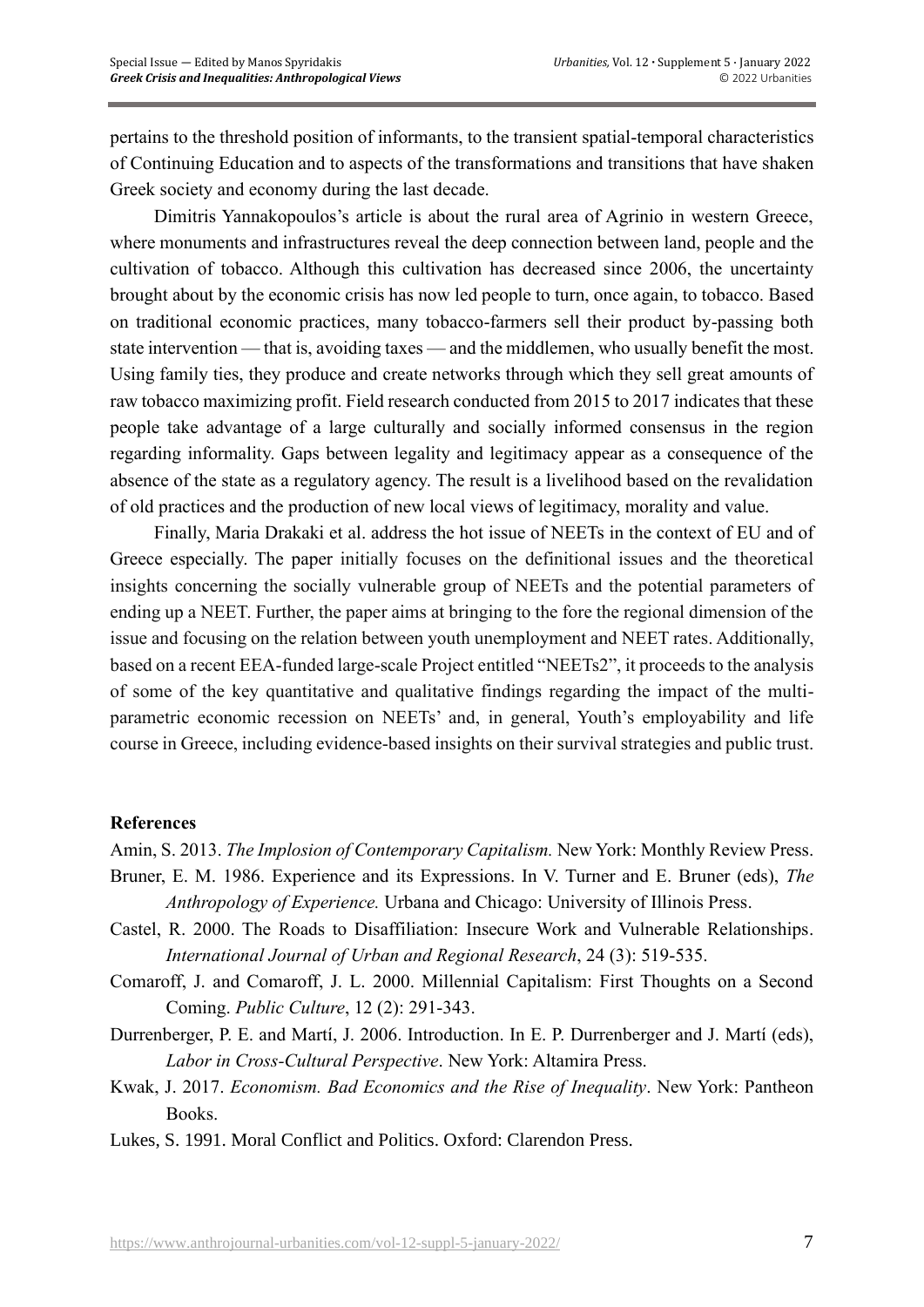pertains to the threshold position of informants, to the transient spatial-temporal characteristics of Continuing Education and to aspects of the transformations and transitions that have shaken Greek society and economy during the last decade.

Dimitris Yannakopoulos's article is about the rural area of Agrinio in western Greece, where monuments and infrastructures reveal the deep connection between land, people and the cultivation of tobacco. Although this cultivation has decreased since 2006, the uncertainty brought about by the economic crisis has now led people to turn, once again, to tobacco. Based on traditional economic practices, many tobacco-farmers sell their product by-passing both state intervention — that is, avoiding taxes — and the middlemen, who usually benefit the most. Using family ties, they produce and create networks through which they sell great amounts of raw tobacco maximizing profit. Field research conducted from 2015 to 2017 indicates that these people take advantage of a large culturally and socially informed consensus in the region regarding informality. Gaps between legality and legitimacy appear as a consequence of the absence of the state as a regulatory agency. The result is a livelihood based on the revalidation of old practices and the production of new local views of legitimacy, morality and value.

Finally, Maria Drakaki et al. address the hot issue of NEETs in the context of EU and of Greece especially. The paper initially focuses on the definitional issues and the theoretical insights concerning the socially vulnerable group of NEETs and the potential parameters of ending up a NEET. Further, the paper aims at bringing to the fore the regional dimension of the issue and focusing on the relation between youth unemployment and NEET rates. Additionally, based on a recent EEA-funded large-scale Project entitled "NEETs2", it proceeds to the analysis of some of the key quantitative and qualitative findings regarding the impact of the multi-parametric economic recession on NEETs' and, in general, Youth's employability and life course in Greece, including evidence-based insights on their survival strategies and public trust.

## References

Amin, S. 2013. *The Implosion of Contemporary Capitalism.* New York: Monthly Review Press.

Bruner, E. M. 1986. Experience and its Expressions. In V. Turner and E. Bruner (eds), *The Anthropology of Experience.* Urbana and Chicago: University of Illinois Press.

Castel, R. 2000. The Roads to Disaffiliation: Insecure Work and Vulnerable Relationships. *International Journal of Urban and Regional Research*, 24 (3): 519-535.

Comaroff, J. and Comaroff, J. L. 2000. Millennial Capitalism: First Thoughts on a Second Coming. *Public Culture*, 12 (2): 291-343.

Durrenberger, P. E. and Martí, J. 2006. Introduction. In E. P. Durrenberger and J. Martí (eds), *Labor in Cross-Cultural Perspective*. New York: Altamira Press.

Kwak, J. 2017. *Economism. Bad Economics and the Rise of Inequality*. New York: Pantheon Books.

Lukes, S. 1991. Moral Conflict and Politics. Oxford: Clarendon Press.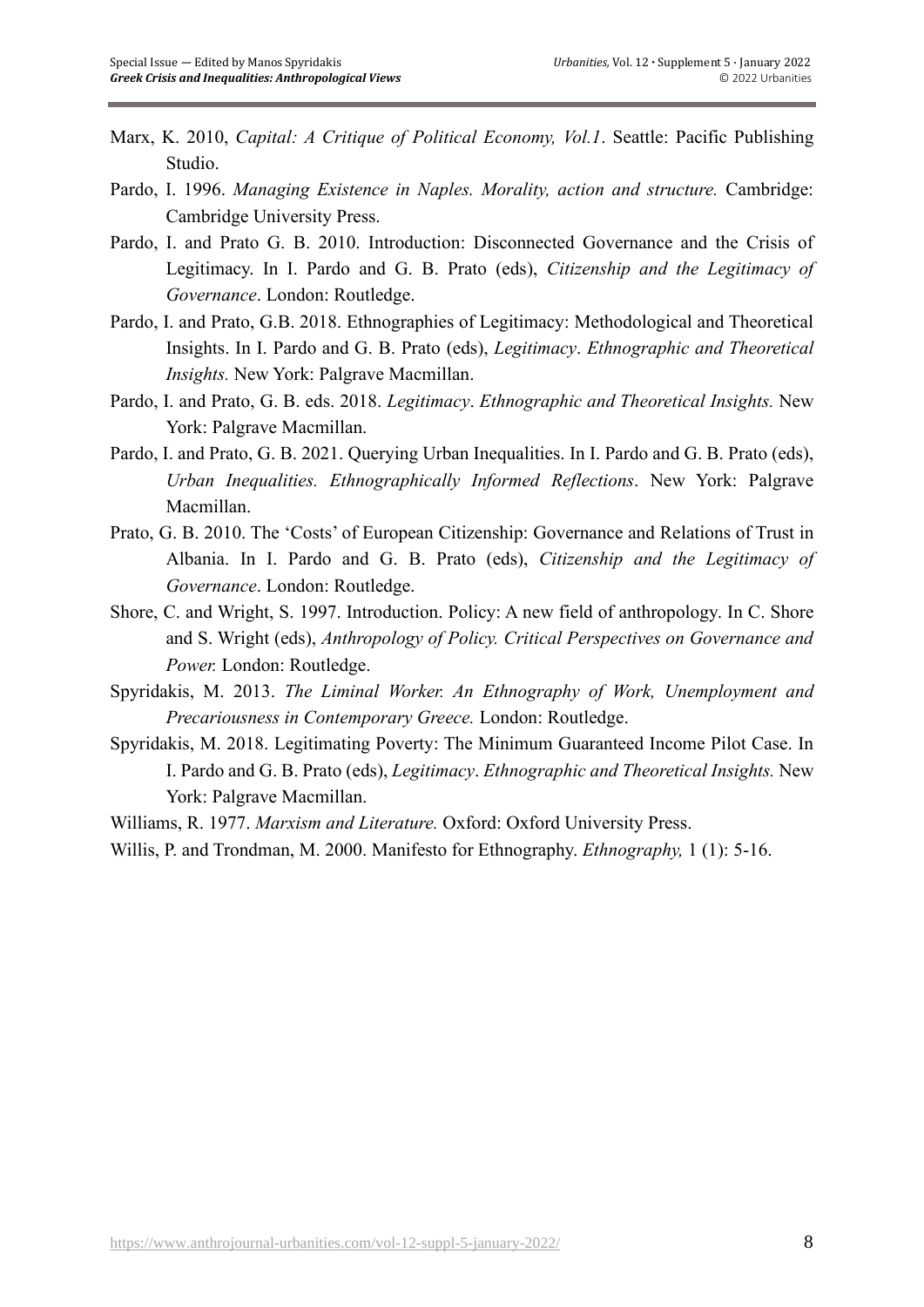Marx, K. 2010, *Capital: A Critique of Political Economy, Vol.1*. Seattle: Pacific Publishing Studio.

Pardo, I. 1996. *Managing Existence in Naples. Morality, action and structure.* Cambridge: Cambridge University Press.

Pardo, I. and Prato G. B. 2010. Introduction: Disconnected Governance and the Crisis of Legitimacy. In I. Pardo and G. B. Prato (eds), *Citizenship and the Legitimacy of Governance*. London: Routledge.

Pardo, I. and Prato, G.B. 2018. Ethnographies of Legitimacy: Methodological and Theoretical Insights. In I. Pardo and G. B. Prato (eds), *Legitimacy*. *Ethnographic and Theoretical Insights.* New York: Palgrave Macmillan.

Pardo, I. and Prato, G. B. eds. 2018. *Legitimacy*. *Ethnographic and Theoretical Insights.* New York: Palgrave Macmillan.

Pardo, I. and Prato, G. B. 2021. Querying Urban Inequalities. In I. Pardo and G. B. Prato (eds), *Urban Inequalities. Ethnographically Informed Reflections*. New York: Palgrave Macmillan.

Prato, G. B. 2010. The 'Costs' of European Citizenship: Governance and Relations of Trust in Albania. In I. Pardo and G. B. Prato (eds), *Citizenship and the Legitimacy of Governance*. London: Routledge.

Shore, C. and Wright, S. 1997. Introduction. Policy: A new field of anthropology. In C. Shore and S. Wright (eds), *Anthropology of Policy. Critical Perspectives on Governance and Power.* London: Routledge.

Spyridakis, M. 2013. *The Liminal Worker. An Ethnography of Work, Unemployment and Precariousness in Contemporary Greece.* London: Routledge.

Spyridakis, M. 2018. Legitimating Poverty: The Minimum Guaranteed Income Pilot Case. In I. Pardo and G. B. Prato (eds), *Legitimacy*. *Ethnographic and Theoretical Insights.* New York: Palgrave Macmillan.

Williams, R. 1977. *Marxism and Literature.* Oxford: Oxford University Press.

Willis, P. and Trondman, M. 2000. Manifesto for Ethnography. *Ethnography,* 1 (1): 5-16.